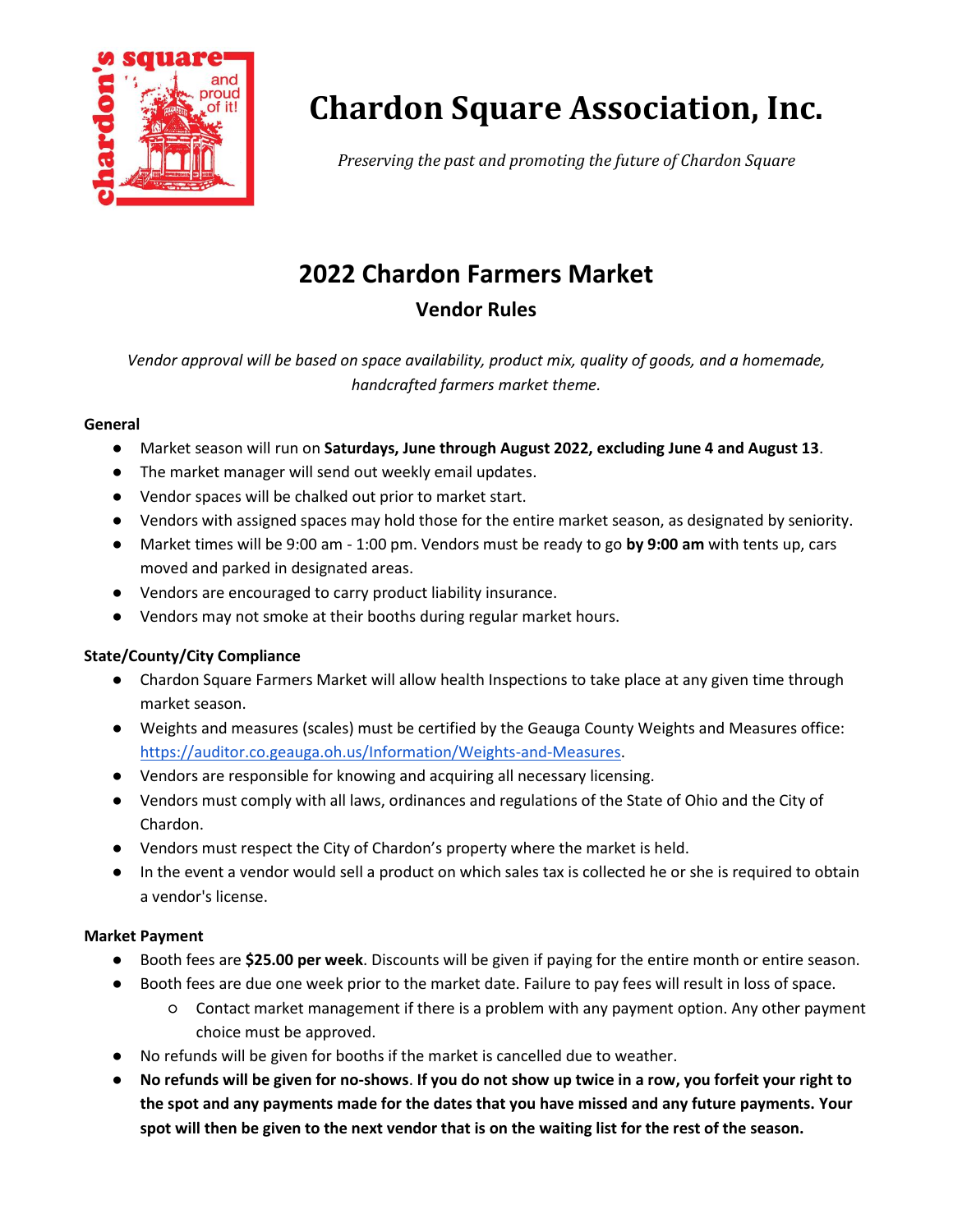# Chardon Square Association, Inc.

*Preserving the past and promoting the future of Chardon Square*

## 2022 Chardon Farmers Market

### Vendor Rules

*Vendor approval will be based on space availability, product mix, quality of goods, and a homemade, handcrafted farmers market theme.*

**General**

- Market season will run on **Saturdays, June through August 2022, excluding June 4 and August 13**.
- The market manager will send out weekly email updates.
- Vendor spaces will be chalked out prior to market start.
- Vendors with assigned spaces may hold those for the entire market season, as designated by seniority.
- Market times will be 9:00 am - 1:00 pm. Vendors must be ready to go **by 9:00 am** with tents up, cars moved and parked in designated areas.
- Vendors are encouraged to carry product liability insurance.
- Vendors may not smoke at their booths during regular market hours.

**State/County/City Compliance**

- Chardon Square Farmers Market will allow health Inspections to take place at any given time through market season.
- Weights and measures (scales) must be certified by the Geauga County Weights and Measures office: https://auditor.co.geauga.oh.us/Information/Weights-and-Measures.
- Vendors are responsible for knowing and acquiring all necessary licensing.
- Vendors must comply with all laws, ordinances and regulations of the State of Ohio and the City of Chardon.
- Vendors must respect the City of Chardon's property where the market is held.
- In the event a vendor would sell a product on which sales tax is collected he or she is required to obtain a vendor's license.

**Market Payment**

- Booth fees are **$25.00 per week**. Discounts will be given if paying for the entire month or entire season.
- Booth fees are due one week prior to the market date. Failure to pay fees will result in loss of space.
  - Contact market management if there is a problem with any payment option. Any other payment choice must be approved.
- No refunds will be given for booths if the market is cancelled due to weather.
- **No refunds will be given for no-shows**. **If you do not show up twice in a row, you forfeit your right to the spot and any payments made for the dates that you have missed and any future payments. Your spot will then be given to the next vendor that is on the waiting list for the rest of the season.**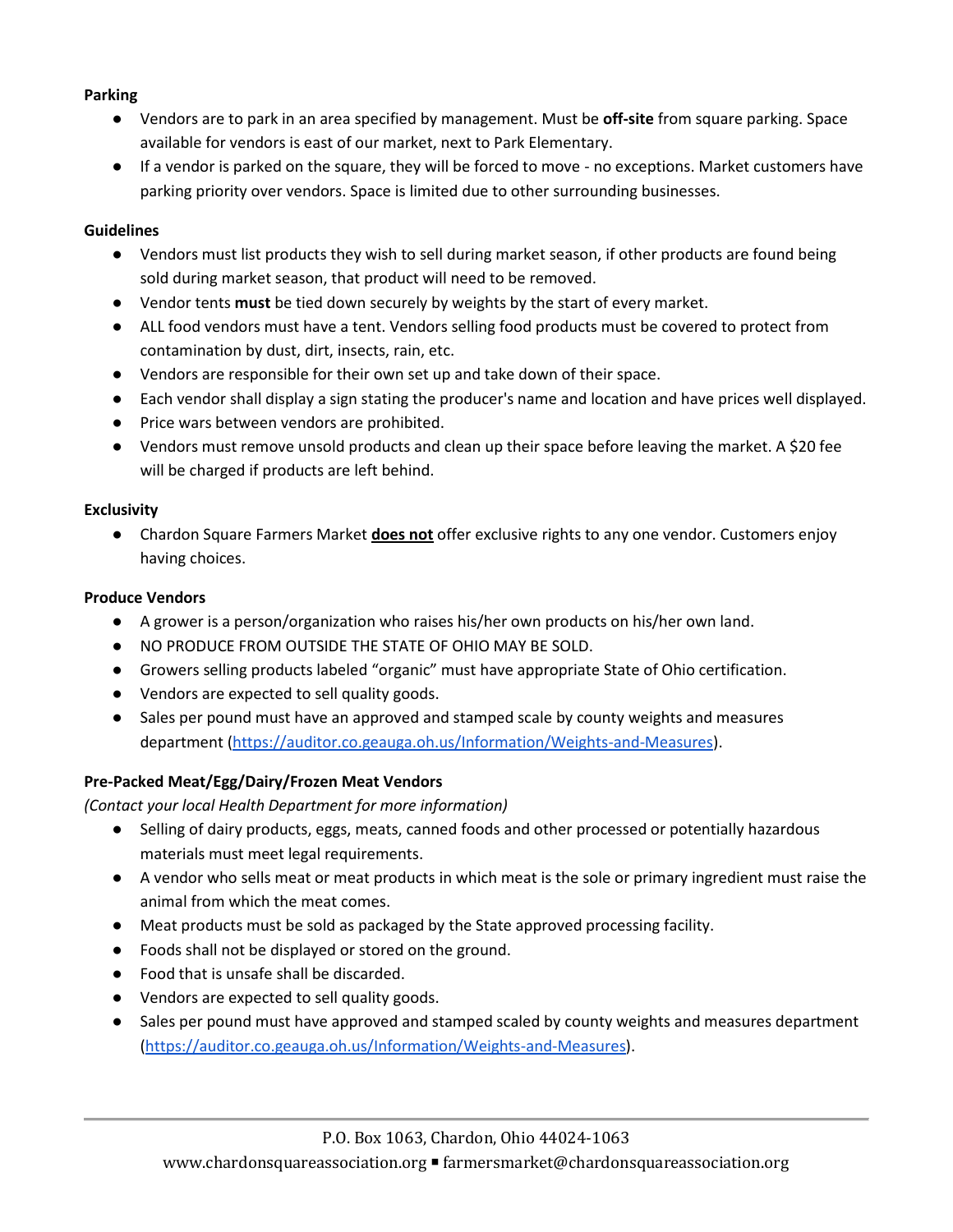**Parking**

- Vendors are to park in an area specified by management. Must be **off-site** from square parking. Space available for vendors is east of our market, next to Park Elementary.
- If a vendor is parked on the square, they will be forced to move - no exceptions. Market customers have parking priority over vendors. Space is limited due to other surrounding businesses.

**Guidelines**

- Vendors must list products they wish to sell during market season, if other products are found being sold during market season, that product will need to be removed.
- Vendor tents **must** be tied down securely by weights by the start of every market.
- ALL food vendors must have a tent. Vendors selling food products must be covered to protect from contamination by dust, dirt, insects, rain, etc.
- Vendors are responsible for their own set up and take down of their space.
- Each vendor shall display a sign stating the producer's name and location and have prices well displayed.
- Price wars between vendors are prohibited.
- Vendors must remove unsold products and clean up their space before leaving the market. A $20 fee will be charged if products are left behind.

**Exclusivity**

- Chardon Square Farmers Market <u>**does not**</u> offer exclusive rights to any one vendor. Customers enjoy having choices.

**Produce Vendors**

- A grower is a person/organization who raises his/her own products on his/her own land.
- NO PRODUCE FROM OUTSIDE THE STATE OF OHIO MAY BE SOLD.
- Growers selling products labeled "organic" must have appropriate State of Ohio certification.
- Vendors are expected to sell quality goods.
- Sales per pound must have an approved and stamped scale by county weights and measures department (https://auditor.co.geauga.oh.us/Information/Weights-and-Measures).

**Pre-Packed Meat/Egg/Dairy/Frozen Meat Vendors**

*(Contact your local Health Department for more information)*

- Selling of dairy products, eggs, meats, canned foods and other processed or potentially hazardous materials must meet legal requirements.
- A vendor who sells meat or meat products in which meat is the sole or primary ingredient must raise the animal from which the meat comes.
- Meat products must be sold as packaged by the State approved processing facility.
- Foods shall not be displayed or stored on the ground.
- Food that is unsafe shall be discarded.
- Vendors are expected to sell quality goods.
- Sales per pound must have approved and stamped scaled by county weights and measures department (https://auditor.co.geauga.oh.us/Information/Weights-and-Measures).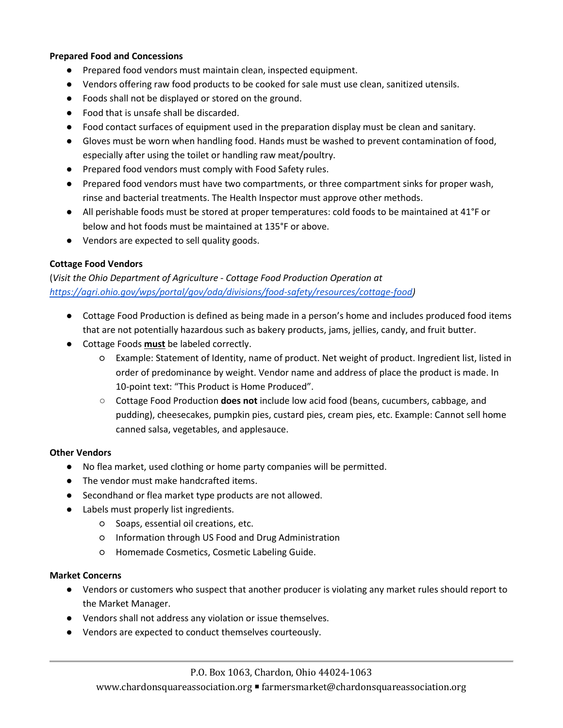**Prepared Food and Concessions**

- Prepared food vendors must maintain clean, inspected equipment.
- Vendors offering raw food products to be cooked for sale must use clean, sanitized utensils.
- Foods shall not be displayed or stored on the ground.
- Food that is unsafe shall be discarded.
- Food contact surfaces of equipment used in the preparation display must be clean and sanitary.
- Gloves must be worn when handling food. Hands must be washed to prevent contamination of food, especially after using the toilet or handling raw meat/poultry.
- Prepared food vendors must comply with Food Safety rules.
- Prepared food vendors must have two compartments, or three compartment sinks for proper wash, rinse and bacterial treatments. The Health Inspector must approve other methods.
- All perishable foods must be stored at proper temperatures: cold foods to be maintained at 41°F or below and hot foods must be maintained at 135°F or above.
- Vendors are expected to sell quality goods.

**Cottage Food Vendors**

(*Visit the Ohio Department of Agriculture - Cottage Food Production Operation at [https://agri.ohio.gov/wps/portal/gov/oda/divisions/food-safety/resources/cottage-food](https://agri.ohio.gov/wps/portal/gov/oda/divisions/food-safety/resources/cottage-food)*)

- Cottage Food Production is defined as being made in a person's home and includes produced food items that are not potentially hazardous such as bakery products, jams, jellies, candy, and fruit butter.
- Cottage Foods <u>**must**</u> be labeled correctly.
    - Example: Statement of Identity, name of product. Net weight of product. Ingredient list, listed in order of predominance by weight. Vendor name and address of place the product is made. In 10-point text: "This Product is Home Produced".
    - Cottage Food Production **does not** include low acid food (beans, cucumbers, cabbage, and pudding), cheesecakes, pumpkin pies, custard pies, cream pies, etc. Example: Cannot sell home canned salsa, vegetables, and applesauce.

**Other Vendors**

- No flea market, used clothing or home party companies will be permitted.
- The vendor must make handcrafted items.
- Secondhand or flea market type products are not allowed.
- Labels must properly list ingredients.
    - Soaps, essential oil creations, etc.
    - Information through US Food and Drug Administration
    - Homemade Cosmetics, Cosmetic Labeling Guide.

**Market Concerns**

- Vendors or customers who suspect that another producer is violating any market rules should report to the Market Manager.
- Vendors shall not address any violation or issue themselves.
- Vendors are expected to conduct themselves courteously.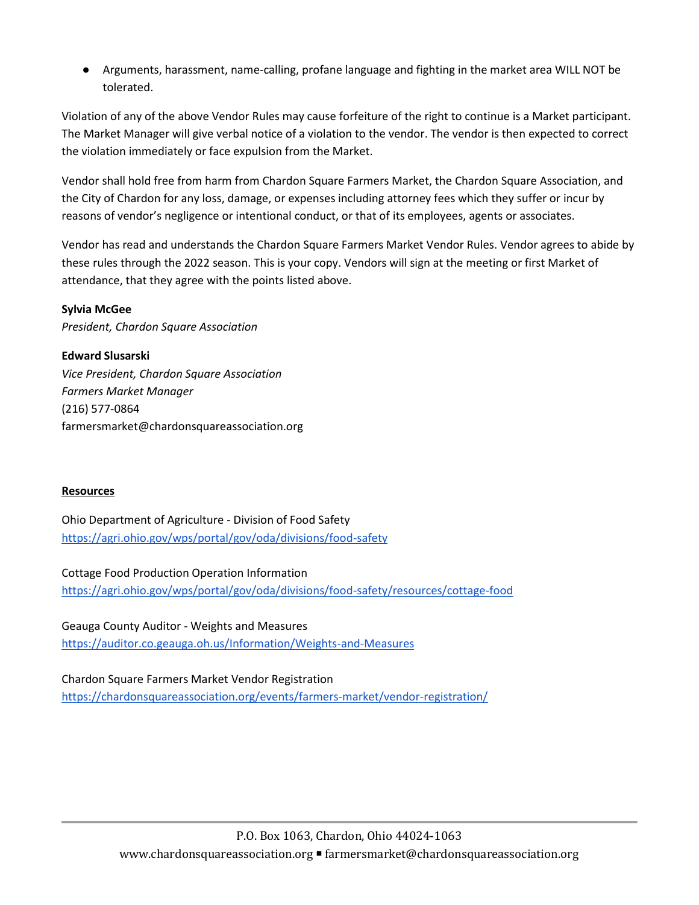- Arguments, harassment, name-calling, profane language and fighting in the market area WILL NOT be tolerated.

Violation of any of the above Vendor Rules may cause forfeiture of the right to continue is a Market participant. The Market Manager will give verbal notice of a violation to the vendor. The vendor is then expected to correct the violation immediately or face expulsion from the Market.

Vendor shall hold free from harm from Chardon Square Farmers Market, the Chardon Square Association, and the City of Chardon for any loss, damage, or expenses including attorney fees which they suffer or incur by reasons of vendor's negligence or intentional conduct, or that of its employees, agents or associates.

Vendor has read and understands the Chardon Square Farmers Market Vendor Rules. Vendor agrees to abide by these rules through the 2022 season. This is your copy. Vendors will sign at the meeting or first Market of attendance, that they agree with the points listed above.

**Sylvia McGee**
*President, Chardon Square Association*

**Edward Slusarski**
*Vice President, Chardon Square Association*
*Farmers Market Manager*
(216) 577-0864
farmersmarket@chardonsquareassociation.org

**Resources**

Ohio Department of Agriculture - Division of Food Safety
https://agri.ohio.gov/wps/portal/gov/oda/divisions/food-safety

Cottage Food Production Operation Information
https://agri.ohio.gov/wps/portal/gov/oda/divisions/food-safety/resources/cottage-food

Geauga County Auditor - Weights and Measures
https://auditor.co.geauga.oh.us/Information/Weights-and-Measures

Chardon Square Farmers Market Vendor Registration
https://chardonsquareassociation.org/events/farmers-market/vendor-registration/